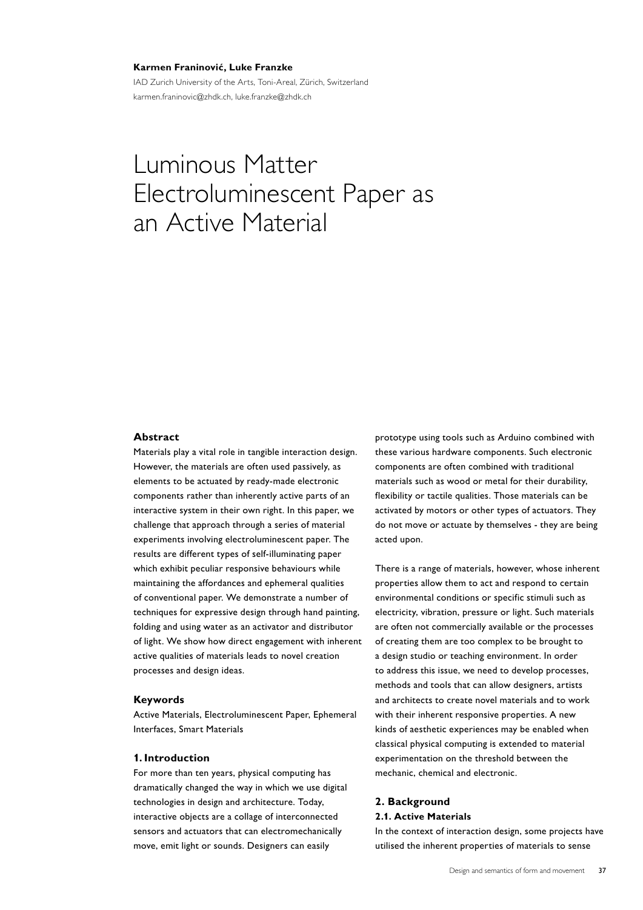**Karmen Franinović, Luke Franzke**

IAD Zurich University of the Arts, Toni-Areal, Zürich, Switzerland

karmen.franinovic@zhdk.ch, luke.franzke@zhdk.ch

# Luminous Matter Electroluminescent Paper as an Active Material

### Abstract

Materials play a vital role in tangible interaction design. However, the materials are often used passively, as elements to be actuated by ready-made electronic components rather than inherently active parts of an interactive system in their own right. In this paper, we challenge that approach through a series of material experiments involving electroluminescent paper. The results are different types of self-illuminating paper which exhibit peculiar responsive behaviours while maintaining the affordances and ephemeral qualities of conventional paper. We demonstrate a number of techniques for expressive design through hand painting, folding and using water as an activator and distributor of light. We show how direct engagement with inherent active qualities of materials leads to novel creation processes and design ideas.

### Keywords

Active Materials, Electroluminescent Paper, Ephemeral Interfaces, Smart Materials

## 1. Introduction

For more than ten years, physical computing has dramatically changed the way in which we use digital technologies in design and architecture. Today, interactive objects are a collage of interconnected sensors and actuators that can electromechanically move, emit light or sounds. Designers can easily prototype using tools such as Arduino combined with these various hardware components. Such electronic components are often combined with traditional materials such as wood or metal for their durability, flexibility or tactile qualities. Those materials can be activated by motors or other types of actuators. They do not move or actuate by themselves - they are being acted upon.

There is a range of materials, however, whose inherent properties allow them to act and respond to certain environmental conditions or specific stimuli such as electricity, vibration, pressure or light. Such materials are often not commercially available or the processes of creating them are too complex to be brought to a design studio or teaching environment. In order to address this issue, we need to develop processes, methods and tools that can allow designers, artists and architects to create novel materials and to work with their inherent responsive properties. A new kinds of aesthetic experiences may be enabled when classical physical computing is extended to material experimentation on the threshold between the mechanic, chemical and electronic.

## 2. Background

### 2.1. Active Materials

In the context of interaction design, some projects have utilised the inherent properties of materials to sense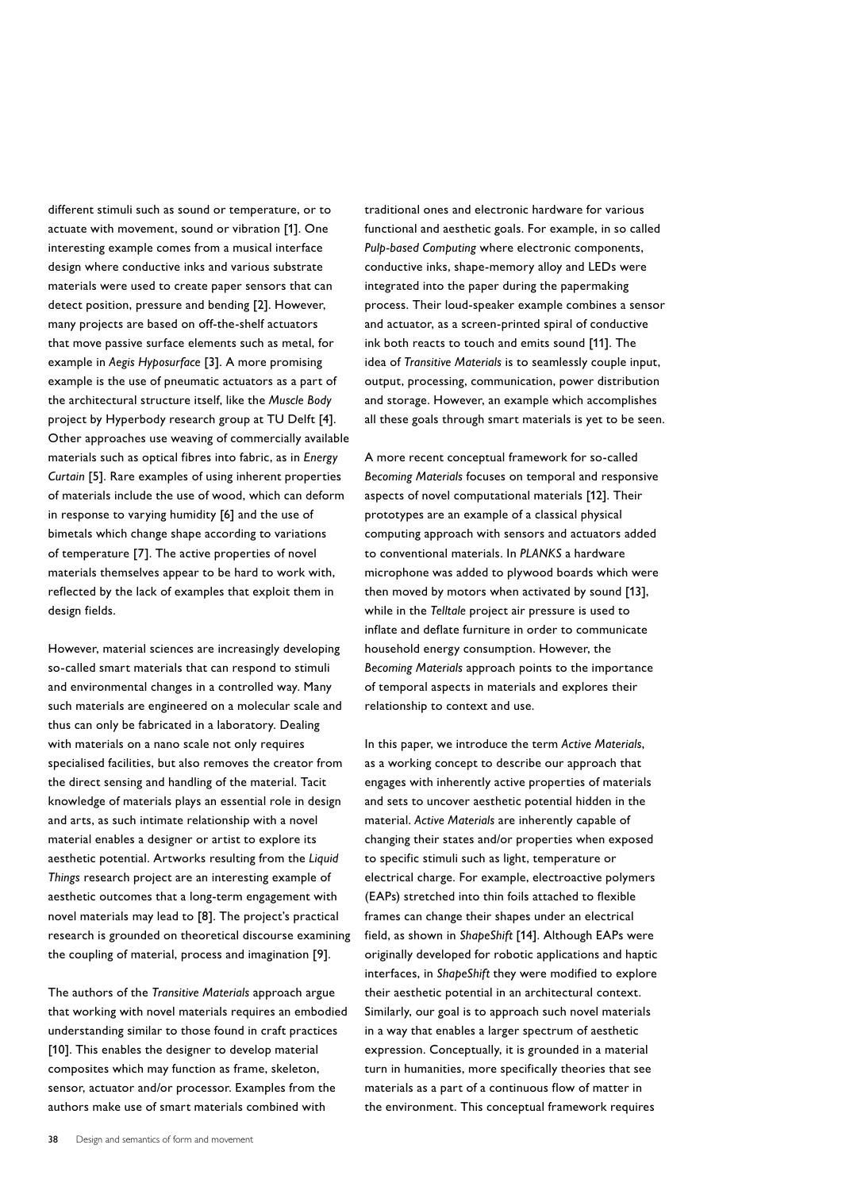different stimuli such as sound or temperature, or to actuate with movement, sound or vibration [1]. One interesting example comes from a musical interface design where conductive inks and various substrate materials were used to create paper sensors that can detect position, pressure and bending [2]. However, many projects are based on off-the-shelf actuators that move passive surface elements such as metal, for example in *Aegis Hyposurface* [3]. A more promising example is the use of pneumatic actuators as a part of the architectural structure itself, like the *Muscle Body* project by Hyperbody research group at TU Delft [4]. Other approaches use weaving of commercially available materials such as optical fibres into fabric, as in *Energy Curtain* [5]. Rare examples of using inherent properties of materials include the use of wood, which can deform in response to varying humidity [6] and the use of bimetals which change shape according to variations of temperature [7]. The active properties of novel materials themselves appear to be hard to work with, reflected by the lack of examples that exploit them in design fields.

However, material sciences are increasingly developing so-called smart materials that can respond to stimuli and environmental changes in a controlled way. Many such materials are engineered on a molecular scale and thus can only be fabricated in a laboratory. Dealing with materials on a nano scale not only requires specialised facilities, but also removes the creator from the direct sensing and handling of the material. Tacit knowledge of materials plays an essential role in design and arts, as such intimate relationship with a novel material enables a designer or artist to explore its aesthetic potential. Artworks resulting from the *Liquid Things* research project are an interesting example of aesthetic outcomes that a long-term engagement with novel materials may lead to [8]. The project's practical research is grounded on theoretical discourse examining the coupling of material, process and imagination [9].

The authors of the *Transitive Materials* approach argue that working with novel materials requires an embodied understanding similar to those found in craft practices [10]. This enables the designer to develop material composites which may function as frame, skeleton, sensor, actuator and/or processor. Examples from the authors make use of smart materials combined with traditional ones and electronic hardware for various functional and aesthetic goals. For example, in so called *Pulp-based Computing* where electronic components, conductive inks, shape-memory alloy and LEDs were integrated into the paper during the papermaking process. Their loud-speaker example combines a sensor and actuator, as a screen-printed spiral of conductive ink both reacts to touch and emits sound [11]. The idea of *Transitive Materials* is to seamlessly couple input, output, processing, communication, power distribution and storage. However, an example which accomplishes all these goals through smart materials is yet to be seen.

A more recent conceptual framework for so-called *Becoming Materials* focuses on temporal and responsive aspects of novel computational materials [12]. Their prototypes are an example of a classical physical computing approach with sensors and actuators added to conventional materials. In *PLANKS* a hardware microphone was added to plywood boards which were then moved by motors when activated by sound [13], while in the *Telltale* project air pressure is used to inflate and deflate furniture in order to communicate household energy consumption. However, the *Becoming Materials* approach points to the importance of temporal aspects in materials and explores their relationship to context and use.

In this paper, we introduce the term *Active Materials*, as a working concept to describe our approach that engages with inherently active properties of materials and sets to uncover aesthetic potential hidden in the material. *Active Materials* are inherently capable of changing their states and/or properties when exposed to specific stimuli such as light, temperature or electrical charge. For example, electroactive polymers (EAPs) stretched into thin foils attached to flexible frames can change their shapes under an electrical field, as shown in *ShapeShift* [14]. Although EAPs were originally developed for robotic applications and haptic interfaces, in *ShapeShift* they were modified to explore their aesthetic potential in an architectural context. Similarly, our goal is to approach such novel materials in a way that enables a larger spectrum of aesthetic expression. Conceptually, it is grounded in a material turn in humanities, more specifically theories that see materials as a part of a continuous flow of matter in the environment. This conceptual framework requires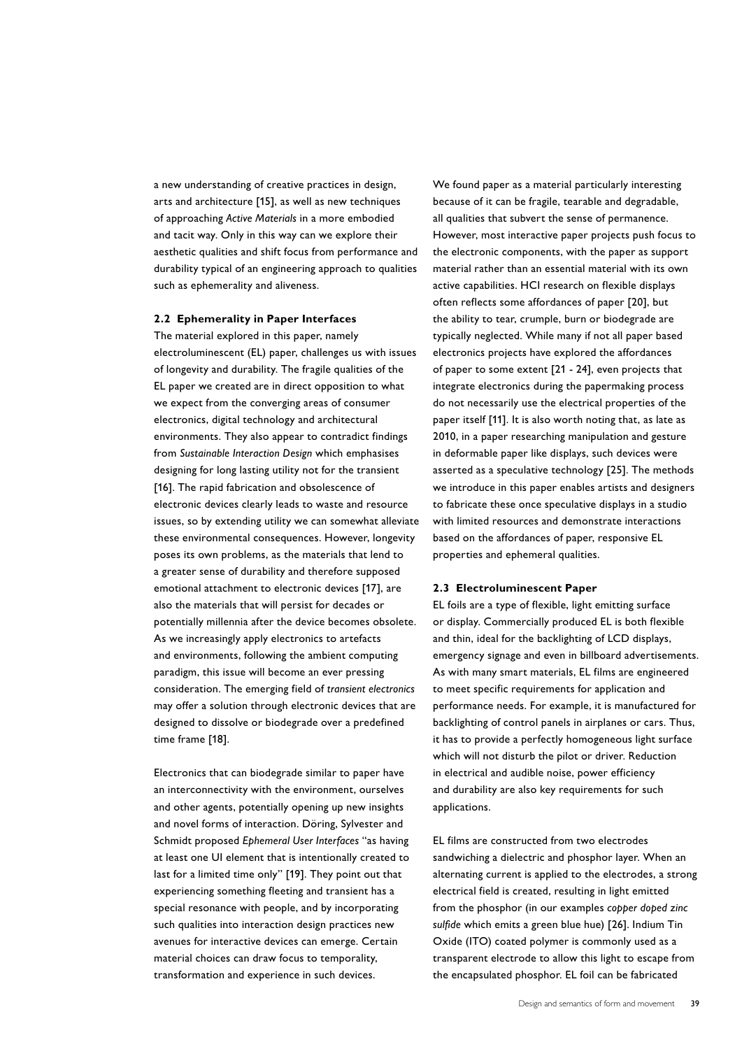a new understanding of creative practices in design, arts and architecture [15], as well as new techniques of approaching *Active Materials* in a more embodied and tacit way. Only in this way can we explore their aesthetic qualities and shift focus from performance and durability typical of an engineering approach to qualities such as ephemerality and aliveness.

### 2.2 Ephemerality in Paper Interfaces

The material explored in this paper, namely electroluminescent (EL) paper, challenges us with issues of longevity and durability. The fragile qualities of the EL paper we created are in direct opposition to what we expect from the converging areas of consumer electronics, digital technology and architectural environments. They also appear to contradict findings from *Sustainable Interaction Design* which emphasises designing for long lasting utility not for the transient [16]. The rapid fabrication and obsolescence of electronic devices clearly leads to waste and resource issues, so by extending utility we can somewhat alleviate these environmental consequences. However, longevity poses its own problems, as the materials that lend to a greater sense of durability and therefore supposed emotional attachment to electronic devices [17], are also the materials that will persist for decades or potentially millennia after the device becomes obsolete. As we increasingly apply electronics to artefacts and environments, following the ambient computing paradigm, this issue will become an ever pressing consideration. The emerging field of *transient electronics* may offer a solution through electronic devices that are designed to dissolve or biodegrade over a predefined time frame [18].

Electronics that can biodegrade similar to paper have an interconnectivity with the environment, ourselves and other agents, potentially opening up new insights and novel forms of interaction. Döring, Sylvester and Schmidt proposed *Ephemeral User Interfaces* "as having at least one UI element that is intentionally created to last for a limited time only" [19]. They point out that experiencing something fleeting and transient has a special resonance with people, and by incorporating such qualities into interaction design practices new avenues for interactive devices can emerge. Certain material choices can draw focus to temporality, transformation and experience in such devices.

We found paper as a material particularly interesting because of it can be fragile, tearable and degradable, all qualities that subvert the sense of permanence. However, most interactive paper projects push focus to the electronic components, with the paper as support material rather than an essential material with its own active capabilities. HCI research on flexible displays often reflects some affordances of paper [20], but the ability to tear, crumple, burn or biodegrade are typically neglected. While many if not all paper based electronics projects have explored the affordances of paper to some extent [21 - 24], even projects that integrate electronics during the papermaking process do not necessarily use the electrical properties of the paper itself [11]. It is also worth noting that, as late as 2010, in a paper researching manipulation and gesture in deformable paper like displays, such devices were asserted as a speculative technology [25]. The methods we introduce in this paper enables artists and designers to fabricate these once speculative displays in a studio with limited resources and demonstrate interactions based on the affordances of paper, responsive EL properties and ephemeral qualities.

### 2.3 Electroluminescent Paper

EL foils are a type of flexible, light emitting surface or display. Commercially produced EL is both flexible and thin, ideal for the backlighting of LCD displays, emergency signage and even in billboard advertisements. As with many smart materials, EL films are engineered to meet specific requirements for application and performance needs. For example, it is manufactured for backlighting of control panels in airplanes or cars. Thus, it has to provide a perfectly homogeneous light surface which will not disturb the pilot or driver. Reduction in electrical and audible noise, power efficiency and durability are also key requirements for such applications.

EL films are constructed from two electrodes sandwiching a dielectric and phosphor layer. When an alternating current is applied to the electrodes, a strong electrical field is created, resulting in light emitted from the phosphor (in our examples *copper doped zinc sulfide* which emits a green blue hue) [26]. Indium Tin Oxide (ITO) coated polymer is commonly used as a transparent electrode to allow this light to escape from the encapsulated phosphor. EL foil can be fabricated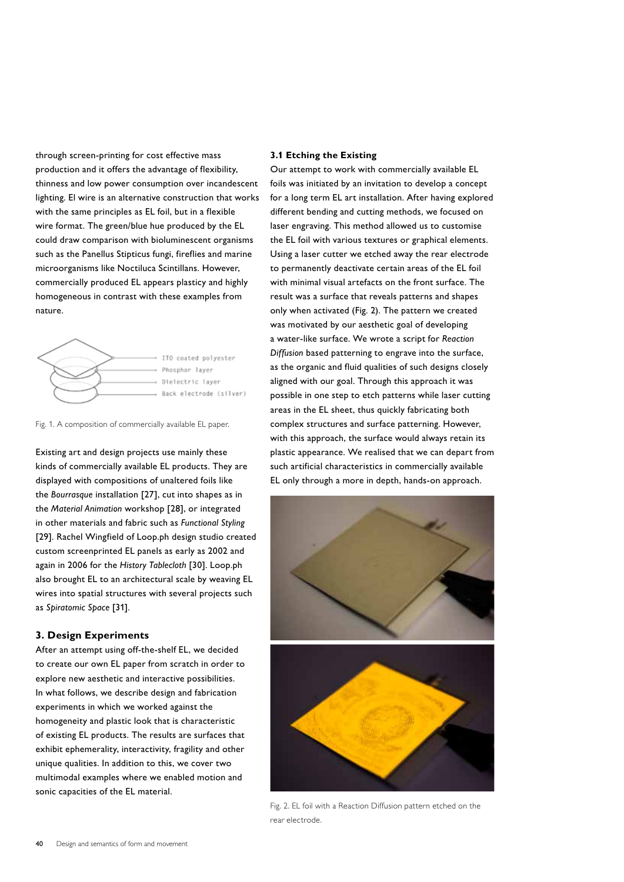through screen-printing for cost effective mass production and it offers the advantage of flexibility, thinness and low power consumption over incandescent lighting. El wire is an alternative construction that works with the same principles as EL foil, but in a flexible wire format. The green/blue hue produced by the EL could draw comparison with bioluminescent organisms such as the Panellus Stipticus fungi, fireflies and marine microorganisms like Noctiluca Scintillans. However, commercially produced EL appears plasticy and highly homogeneous in contrast with these examples from nature.

ITO coated polyester
Phosphor layer
Dielectric layer
Back electrode (silver)

Fig. 1. A composition of commercially available EL paper.

Existing art and design projects use mainly these kinds of commercially available EL products. They are displayed with compositions of unaltered foils like the *Bourrasque* installation [27], cut into shapes as in the *Material Animation* workshop [28], or integrated in other materials and fabric such as *Functional Styling* [29]. Rachel Wingfield of Loop.ph design studio created custom screenprinted EL panels as early as 2002 and again in 2006 for the *History Tablecloth* [30]. Loop.ph also brought EL to an architectural scale by weaving EL wires into spatial structures with several projects such as *Spiratomic Space* [31].

## 3. Design Experiments

After an attempt using off-the-shelf EL, we decided to create our own EL paper from scratch in order to explore new aesthetic and interactive possibilities. In what follows, we describe design and fabrication experiments in which we worked against the homogeneity and plastic look that is characteristic of existing EL products. The results are surfaces that exhibit ephemerality, interactivity, fragility and other unique qualities. In addition to this, we cover two multimodal examples where we enabled motion and sonic capacities of the EL material.

### 3.1 Etching the Existing

Our attempt to work with commercially available EL foils was initiated by an invitation to develop a concept for a long term EL art installation. After having explored different bending and cutting methods, we focused on laser engraving. This method allowed us to customise the EL foil with various textures or graphical elements. Using a laser cutter we etched away the rear electrode to permanently deactivate certain areas of the EL foil with minimal visual artefacts on the front surface. The result was a surface that reveals patterns and shapes only when activated (Fig. 2). The pattern we created was motivated by our aesthetic goal of developing a water-like surface. We wrote a script for *Reaction Diffusion* based patterning to engrave into the surface, as the organic and fluid qualities of such designs closely aligned with our goal. Through this approach it was possible in one step to etch patterns while laser cutting areas in the EL sheet, thus quickly fabricating both complex structures and surface patterning. However, with this approach, the surface would always retain its plastic appearance. We realised that we can depart from such artificial characteristics in commercially available EL only through a more in depth, hands-on approach.

Fig. 2. EL foil with a Reaction Diffusion pattern etched on the rear electrode.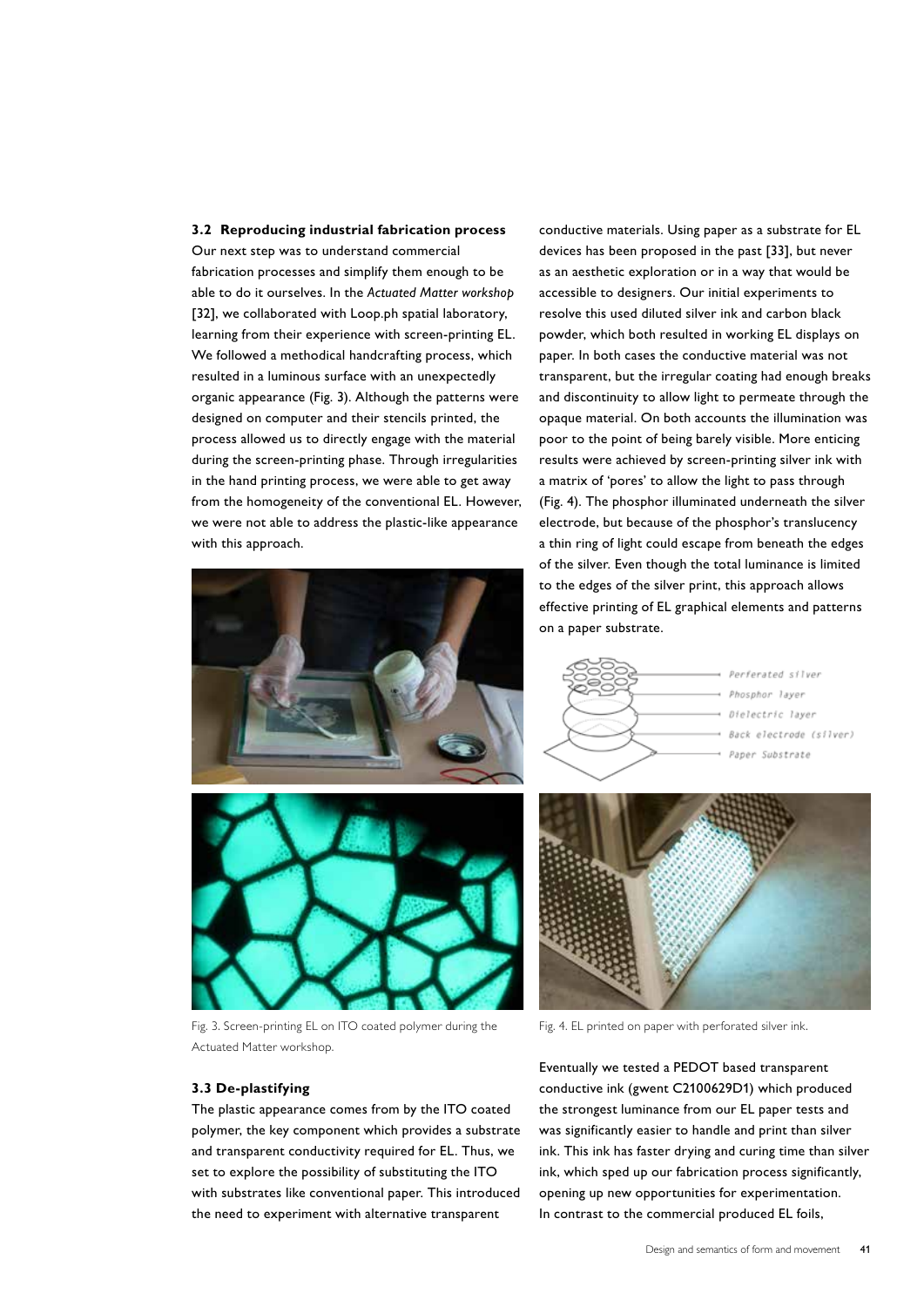### 3.2 Reproducing industrial fabrication process

Our next step was to understand commercial fabrication processes and simplify them enough to be able to do it ourselves. In the *Actuated Matter workshop* [32], we collaborated with Loop.ph spatial laboratory, learning from their experience with screen-printing EL. We followed a methodical handcrafting process, which resulted in a luminous surface with an unexpectedly organic appearance (Fig. 3). Although the patterns were designed on computer and their stencils printed, the process allowed us to directly engage with the material during the screen-printing phase. Through irregularities in the hand printing process, we were able to get away from the homogeneity of the conventional EL. However, we were not able to address the plastic-like appearance with this approach.

Fig. 3. Screen-printing EL on ITO coated polymer during the Actuated Matter workshop.

### 3.3 De-plastifying

The plastic appearance comes from by the ITO coated polymer, the key component which provides a substrate and transparent conductivity required for EL. Thus, we set to explore the possibility of substituting the ITO with substrates like conventional paper. This introduced the need to experiment with alternative transparent conductive materials. Using paper as a substrate for EL devices has been proposed in the past [33], but never as an aesthetic exploration or in a way that would be accessible to designers. Our initial experiments to resolve this used diluted silver ink and carbon black powder, which both resulted in working EL displays on paper. In both cases the conductive material was not transparent, but the irregular coating had enough breaks and discontinuity to allow light to permeate through the opaque material. On both accounts the illumination was poor to the point of being barely visible. More enticing results were achieved by screen-printing silver ink with a matrix of 'pores' to allow the light to pass through (Fig. 4). The phosphor illuminated underneath the silver electrode, but because of the phosphor's translucency a thin ring of light could escape from beneath the edges of the silver. Even though the total luminance is limited to the edges of the silver print, this approach allows effective printing of EL graphical elements and patterns on a paper substrate.

Fig. 4. EL printed on paper with perforated silver ink.

Eventually we tested a PEDOT based transparent conductive ink (gwent C2100629D1) which produced the strongest luminance from our EL paper tests and was significantly easier to handle and print than silver ink. This ink has faster drying and curing time than silver ink, which sped up our fabrication process significantly, opening up new opportunities for experimentation. In contrast to the commercial produced EL foils,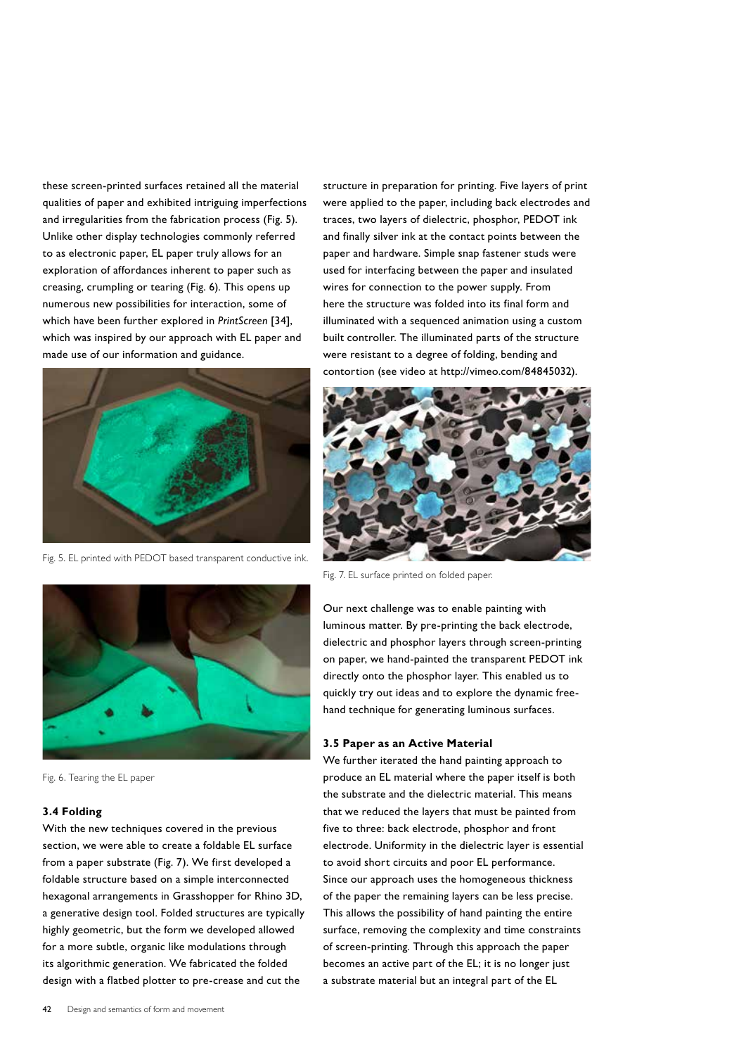these screen-printed surfaces retained all the material qualities of paper and exhibited intriguing imperfections and irregularities from the fabrication process (Fig. 5). Unlike other display technologies commonly referred to as electronic paper, EL paper truly allows for an exploration of affordances inherent to paper such as creasing, crumpling or tearing (Fig. 6). This opens up numerous new possibilities for interaction, some of which have been further explored in *PrintScreen* [34], which was inspired by our approach with EL paper and made use of our information and guidance.

Fig. 5. EL printed with PEDOT based transparent conductive ink.

Fig. 6. Tearing the EL paper

### 3.4 Folding

With the new techniques covered in the previous section, we were able to create a foldable EL surface from a paper substrate (Fig. 7). We first developed a foldable structure based on a simple interconnected hexagonal arrangements in Grasshopper for Rhino 3D, a generative design tool. Folded structures are typically highly geometric, but the form we developed allowed for a more subtle, organic like modulations through its algorithmic generation. We fabricated the folded design with a flatbed plotter to pre-crease and cut the structure in preparation for printing. Five layers of print were applied to the paper, including back electrodes and traces, two layers of dielectric, phosphor, PEDOT ink and finally silver ink at the contact points between the paper and hardware. Simple snap fastener studs were used for interfacing between the paper and insulated wires for connection to the power supply. From here the structure was folded into its final form and illuminated with a sequenced animation using a custom built controller. The illuminated parts of the structure were resistant to a degree of folding, bending and contortion (see video at http://vimeo.com/84845032).

Fig. 7. EL surface printed on folded paper.

Our next challenge was to enable painting with luminous matter. By pre-printing the back electrode, dielectric and phosphor layers through screen-printing on paper, we hand-painted the transparent PEDOT ink directly onto the phosphor layer. This enabled us to quickly try out ideas and to explore the dynamic free-hand technique for generating luminous surfaces.

### 3.5 Paper as an Active Material

We further iterated the hand painting approach to produce an EL material where the paper itself is both the substrate and the dielectric material. This means that we reduced the layers that must be painted from five to three: back electrode, phosphor and front electrode. Uniformity in the dielectric layer is essential to avoid short circuits and poor EL performance. Since our approach uses the homogeneous thickness of the paper the remaining layers can be less precise. This allows the possibility of hand painting the entire surface, removing the complexity and time constraints of screen-printing. Through this approach the paper becomes an active part of the EL; it is no longer just a substrate material but an integral part of the EL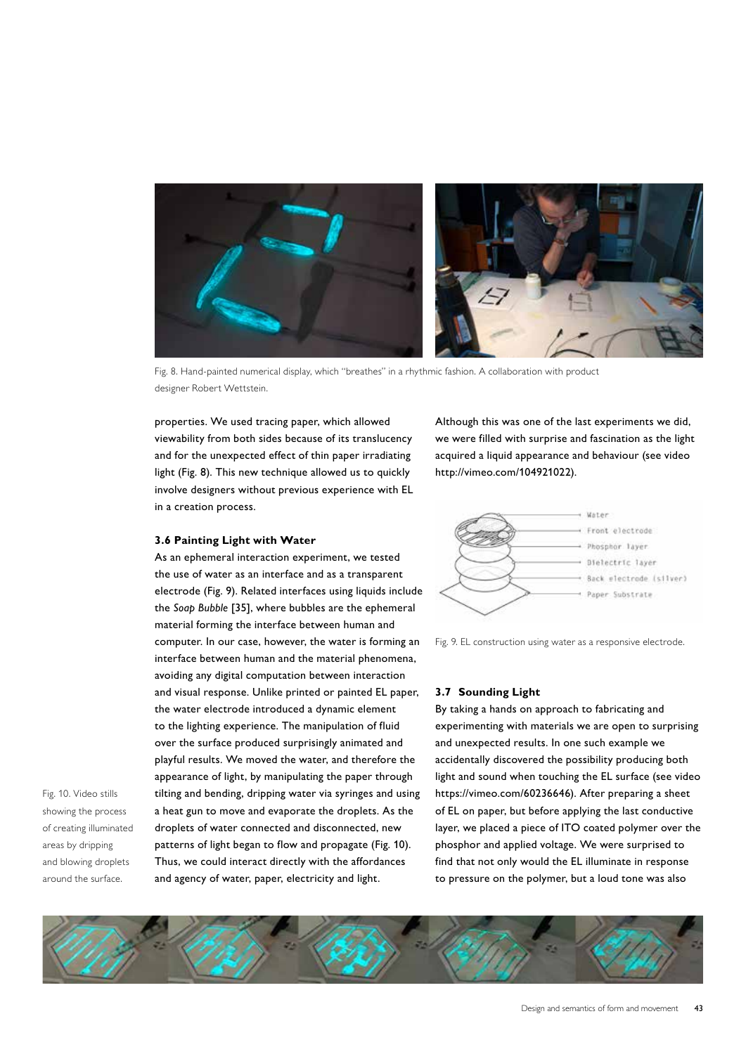Fig. 8. Hand-painted numerical display, which "breathes" in a rhythmic fashion. A collaboration with product designer Robert Wettstein.

properties. We used tracing paper, which allowed viewability from both sides because of its translucency and for the unexpected effect of thin paper irradiating light (Fig. 8). This new technique allowed us to quickly involve designers without previous experience with EL in a creation process.

### 3.6 Painting Light with Water

As an ephemeral interaction experiment, we tested the use of water as an interface and as a transparent electrode (Fig. 9). Related interfaces using liquids include the *Soap Bubble* [35], where bubbles are the ephemeral material forming the interface between human and computer. In our case, however, the water is forming an interface between human and the material phenomena, avoiding any digital computation between interaction and visual response. Unlike printed or painted EL paper, the water electrode introduced a dynamic element to the lighting experience. The manipulation of fluid over the surface produced surprisingly animated and playful results. We moved the water, and therefore the appearance of light, by manipulating the paper through tilting and bending, dripping water via syringes and using a heat gun to move and evaporate the droplets. As the droplets of water connected and disconnected, new patterns of light began to flow and propagate (Fig. 10). Thus, we could interact directly with the affordances and agency of water, paper, electricity and light.

Although this was one of the last experiments we did, we were filled with surprise and fascination as the light acquired a liquid appearance and behaviour (see video http://vimeo.com/104921022).

Water
Front electrode
Phosphor layer
Dielectric layer
Back electrode (silver)
Paper Substrate

Fig. 9. EL construction using water as a responsive electrode.

### 3.7 Sounding Light

By taking a hands on approach to fabricating and experimenting with materials we are open to surprising and unexpected results. In one such example we accidentally discovered the possibility producing both light and sound when touching the EL surface (see video https://vimeo.com/60236646). After preparing a sheet of EL on paper, but before applying the last conductive layer, we placed a piece of ITO coated polymer over the phosphor and applied voltage. We were surprised to find that not only would the EL illuminate in response to pressure on the polymer, but a loud tone was also

Fig. 10. Video stills showing the process of creating illuminated areas by dripping and blowing droplets around the surface.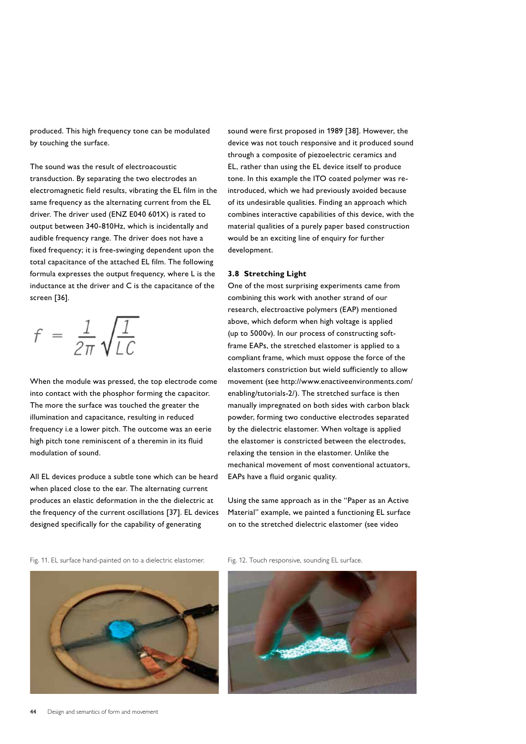produced. This high frequency tone can be modulated by touching the surface.

The sound was the result of electroacoustic transduction. By separating the two electrodes an electromagnetic field results, vibrating the EL film in the same frequency as the alternating current from the EL driver. The driver used (ENZ E040 601X) is rated to output between 340-810Hz, which is incidentally and audible frequency range. The driver does not have a fixed frequency; it is free-swinging dependent upon the total capacitance of the attached EL film. The following formula expresses the output frequency, where L is the inductance at the driver and C is the capacitance of the screen [36].

$$f = \frac{1}{2\pi}\sqrt{\frac{1}{LC}}$$

When the module was pressed, the top electrode come into contact with the phosphor forming the capacitor. The more the surface was touched the greater the illumination and capacitance, resulting in reduced frequency i.e a lower pitch. The outcome was an eerie high pitch tone reminiscent of a theremin in its fluid modulation of sound.

All EL devices produce a subtle tone which can be heard when placed close to the ear. The alternating current produces an elastic deformation in the the dielectric at the frequency of the current oscillations [37]. EL devices designed specifically for the capability of generating sound were first proposed in 1989 [38]. However, the device was not touch responsive and it produced sound through a composite of piezoelectric ceramics and EL, rather than using the EL device itself to produce tone. In this example the ITO coated polymer was re-introduced, which we had previously avoided because of its undesirable qualities. Finding an approach which combines interactive capabilities of this device, with the material qualities of a purely paper based construction would be an exciting line of enquiry for further development.

### 3.8 Stretching Light

One of the most surprising experiments came from combining this work with another strand of our research, electroactive polymers (EAP) mentioned above, which deform when high voltage is applied (up to 5000v). In our process of constructing soft-frame EAPs, the stretched elastomer is applied to a compliant frame, which must oppose the force of the elastomers constriction but wield sufficiently to allow movement (see http://www.enactiveenvironments.com/enabling/tutorials-2/). The stretched surface is then manually impregnated on both sides with carbon black powder, forming two conductive electrodes separated by the dielectric elastomer. When voltage is applied the elastomer is constricted between the electrodes, relaxing the tension in the elastomer. Unlike the mechanical movement of most conventional actuators, EAPs have a fluid organic quality.

Using the same approach as in the "Paper as an Active Material" example, we painted a functioning EL surface on to the stretched dielectric elastomer (see video

Fig. 11. EL surface hand-painted on to a dielectric elastomer.

Fig. 12. Touch responsive, sounding EL surface.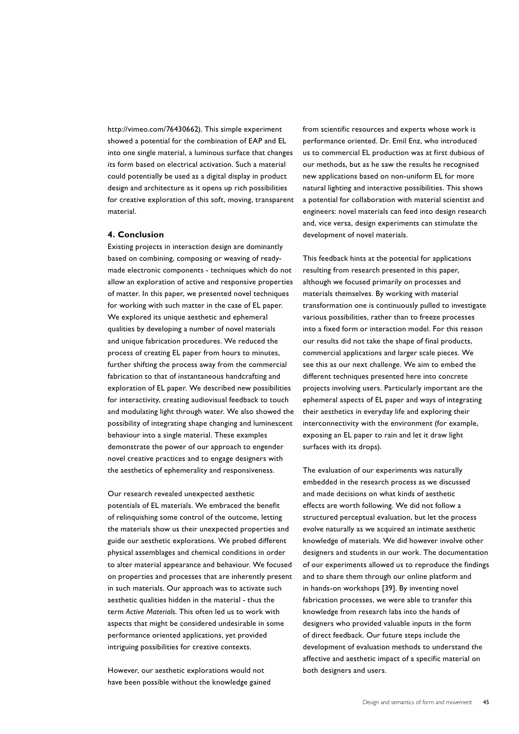http://vimeo.com/76430662). This simple experiment showed a potential for the combination of EAP and EL into one single material, a luminous surface that changes its form based on electrical activation. Such a material could potentially be used as a digital display in product design and architecture as it opens up rich possibilities for creative exploration of this soft, moving, transparent material.

## 4. Conclusion

Existing projects in interaction design are dominantly based on combining, composing or weaving of ready-made electronic components - techniques which do not allow an exploration of active and responsive properties of matter. In this paper, we presented novel techniques for working with such matter in the case of EL paper. We explored its unique aesthetic and ephemeral qualities by developing a number of novel materials and unique fabrication procedures. We reduced the process of creating EL paper from hours to minutes, further shifting the process away from the commercial fabrication to that of instantaneous handcrafting and exploration of EL paper. We described new possibilities for interactivity, creating audiovisual feedback to touch and modulating light through water. We also showed the possibility of integrating shape changing and luminescent behaviour into a single material. These examples demonstrate the power of our approach to engender novel creative practices and to engage designers with the aesthetics of ephemerality and responsiveness.

Our research revealed unexpected aesthetic potentials of EL materials. We embraced the benefit of relinquishing some control of the outcome, letting the materials show us their unexpected properties and guide our aesthetic explorations. We probed different physical assemblages and chemical conditions in order to alter material appearance and behaviour. We focused on properties and processes that are inherently present in such materials. Our approach was to activate such aesthetic qualities hidden in the material - thus the term *Active Materials.* This often led us to work with aspects that might be considered undesirable in some performance oriented applications, yet provided intriguing possibilities for creative contexts.

However, our aesthetic explorations would not have been possible without the knowledge gained from scientific resources and experts whose work is performance oriented. Dr. Emil Enz, who introduced us to commercial EL production was at first dubious of our methods, but as he saw the results he recognised new applications based on non-uniform EL for more natural lighting and interactive possibilities. This shows a potential for collaboration with material scientist and engineers: novel materials can feed into design research and, vice versa, design experiments can stimulate the development of novel materials.

This feedback hints at the potential for applications resulting from research presented in this paper, although we focused primarily on processes and materials themselves. By working with material transformation one is continuously pulled to investigate various possibilities, rather than to freeze processes into a fixed form or interaction model. For this reason our results did not take the shape of final products, commercial applications and larger scale pieces. We see this as our next challenge. We aim to embed the different techniques presented here into concrete projects involving users. Particularly important are the ephemeral aspects of EL paper and ways of integrating their aesthetics in everyday life and exploring their interconnectivity with the environment (for example, exposing an EL paper to rain and let it draw light surfaces with its drops).

The evaluation of our experiments was naturally embedded in the research process as we discussed and made decisions on what kinds of aesthetic effects are worth following. We did not follow a structured perceptual evaluation, but let the process evolve naturally as we acquired an intimate aesthetic knowledge of materials. We did however involve other designers and students in our work. The documentation of our experiments allowed us to reproduce the findings and to share them through our online platform and in hands-on workshops [39]. By inventing novel fabrication processes, we were able to transfer this knowledge from research labs into the hands of designers who provided valuable inputs in the form of direct feedback. Our future steps include the development of evaluation methods to understand the affective and aesthetic impact of a specific material on both designers and users.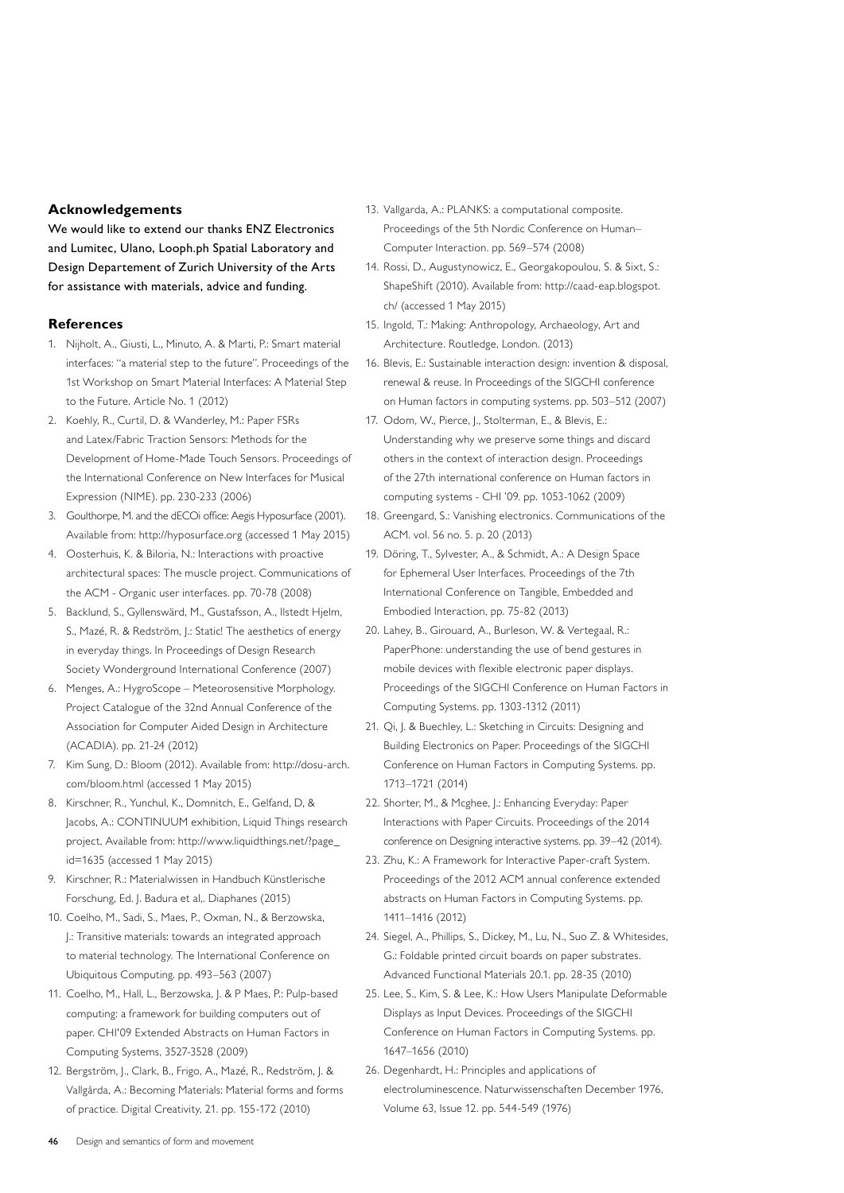## Acknowledgements

We would like to extend our thanks ENZ Electronics and Lumitec, Ulano, Looph.ph Spatial Laboratory and Design Departement of Zurich University of the Arts for assistance with materials, advice and funding.

## References

1. Nijholt, A., Giusti, L., Minuto, A. & Marti, P.: Smart material interfaces: "a material step to the future". Proceedings of the 1st Workshop on Smart Material Interfaces: A Material Step to the Future. Article No. 1 (2012)
2. Koehly, R., Curtil, D. & Wanderley, M.: Paper FSRs and Latex/Fabric Traction Sensors: Methods for the Development of Home-Made Touch Sensors. Proceedings of the International Conference on New Interfaces for Musical Expression (NIME). pp. 230-233 (2006)
3. Goulthorpe, M. and the dECOi office: Aegis Hyposurface (2001). Available from: http://hyposurface.org (accessed 1 May 2015)
4. Oosterhuis, K. & Biloria, N.: Interactions with proactive architectural spaces: The muscle project. Communications of the ACM - Organic user interfaces. pp. 70-78 (2008)
5. Backlund, S., Gyllenswärd, M., Gustafsson, A., Ilstedt Hjelm, S., Mazé, R. & Redström, J.: Static! The aesthetics of energy in everyday things. In Proceedings of Design Research Society Wonderground International Conference (2007)
6. Menges, A.: HygroScope – Meteorosensitive Morphology. Project Catalogue of the 32nd Annual Conference of the Association for Computer Aided Design in Architecture (ACADIA). pp. 21-24 (2012)
7. Kim Sung, D.: Bloom (2012). Available from: http://dosu-arch.com/bloom.html (accessed 1 May 2015)
8. Kirschner, R., Yunchul, K., Domnitch, E., Gelfand, D, & Jacobs, A.: CONTINUUM exhibition, Liquid Things research project, Available from: http://www.liquidthings.net/?page_id=1635 (accessed 1 May 2015)
9. Kirschner, R.: Materialwissen in Handbuch Künstlerische Forschung, Ed. J. Badura et al,. Diaphanes (2015)
10. Coelho, M., Sadi, S., Maes, P., Oxman, N., & Berzowska, J.: Transitive materials: towards an integrated approach to material technology. The International Conference on Ubiquitous Computing. pp. 493–563 (2007)
11. Coelho, M., Hall, L., Berzowska, J. & P Maes, P.: Pulp-based computing: a framework for building computers out of paper. CHI'09 Extended Abstracts on Human Factors in Computing Systems, 3527-3528 (2009)
12. Bergström, J., Clark, B., Frigo, A., Mazé, R., Redström, J. & Vallgårda, A.: Becoming Materials: Material forms and forms of practice. Digital Creativity, 21. pp. 155-172 (2010)
13. Vallgarda, A.: PLANKS: a computational composite. Proceedings of the 5th Nordic Conference on Human–Computer Interaction. pp. 569–574 (2008)
14. Rossi, D., Augustynowicz, E., Georgakopoulou, S. & Sixt, S.: ShapeShift (2010). Available from: http://caad-eap.blogspot.ch/ (accessed 1 May 2015)
15. Ingold, T.: Making: Anthropology, Archaeology, Art and Architecture. Routledge, London. (2013)
16. Blevis, E.: Sustainable interaction design: invention & disposal, renewal & reuse. In Proceedings of the SIGCHI conference on Human factors in computing systems. pp. 503–512 (2007)
17. Odom, W., Pierce, J., Stolterman, E., & Blevis, E.: Understanding why we preserve some things and discard others in the context of interaction design. Proceedings of the 27th international conference on Human factors in computing systems - CHI '09. pp. 1053-1062 (2009)
18. Greengard, S.: Vanishing electronics. Communications of the ACM. vol. 56 no. 5. p. 20 (2013)
19. Döring, T., Sylvester, A., & Schmidt, A.: A Design Space for Ephemeral User Interfaces. Proceedings of the 7th International Conference on Tangible, Embedded and Embodied Interaction, pp. 75-82 (2013)
20. Lahey, B., Girouard, A., Burleson, W. & Vertegaal, R.: PaperPhone: understanding the use of bend gestures in mobile devices with flexible electronic paper displays. Proceedings of the SIGCHI Conference on Human Factors in Computing Systems. pp. 1303-1312 (2011)
21. Qi, J. & Buechley, L.: Sketching in Circuits: Designing and Building Electronics on Paper. Proceedings of the SIGCHI Conference on Human Factors in Computing Systems. pp. 1713–1721 (2014)
22. Shorter, M., & Mcghee, J.: Enhancing Everyday: Paper Interactions with Paper Circuits. Proceedings of the 2014 conference on Designing interactive systems. pp. 39–42 (2014).
23. Zhu, K.: A Framework for Interactive Paper-craft System. Proceedings of the 2012 ACM annual conference extended abstracts on Human Factors in Computing Systems. pp. 1411–1416 (2012)
24. Siegel, A., Phillips, S., Dickey, M., Lu, N., Suo Z. & Whitesides, G.: Foldable printed circuit boards on paper substrates. Advanced Functional Materials 20.1. pp. 28-35 (2010)
25. Lee, S., Kim, S. & Lee, K.: How Users Manipulate Deformable Displays as Input Devices. Proceedings of the SIGCHI Conference on Human Factors in Computing Systems. pp. 1647–1656 (2010)
26. Degenhardt, H.: Principles and applications of electroluminescence. Naturwissenschaften December 1976, Volume 63, Issue 12. pp. 544-549 (1976)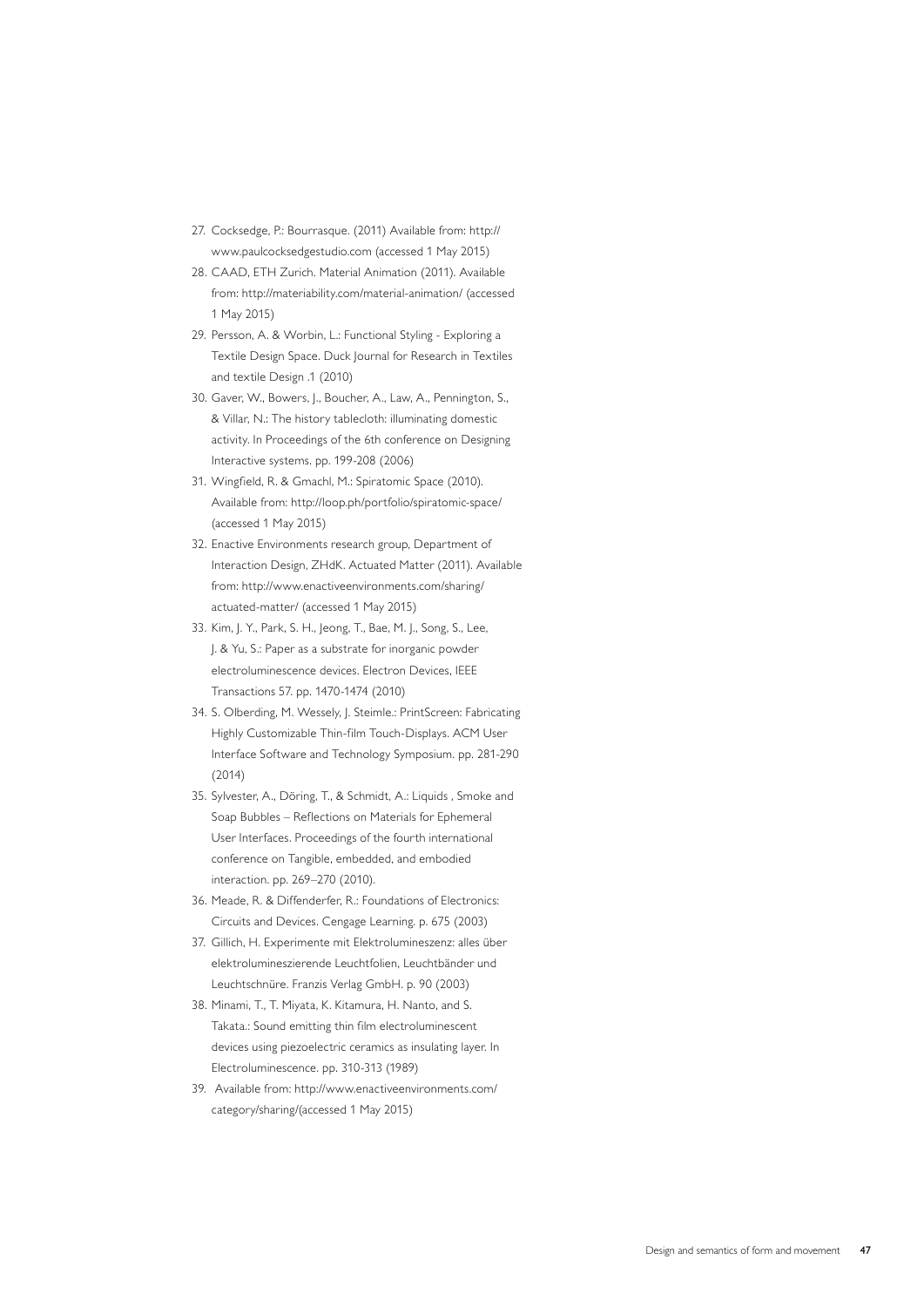27. Cocksedge, P.: Bourrasque. (2011) Available from: http://www.paulcocksedgestudio.com (accessed 1 May 2015)
28. CAAD, ETH Zurich. Material Animation (2011). Available from: http://materiability.com/material-animation/ (accessed 1 May 2015)
29. Persson, A. & Worbin, L.: Functional Styling - Exploring a Textile Design Space. Duck Journal for Research in Textiles and textile Design .1 (2010)
30. Gaver, W., Bowers, J., Boucher, A., Law, A., Pennington, S., & Villar, N.: The history tablecloth: illuminating domestic activity. In Proceedings of the 6th conference on Designing Interactive systems. pp. 199-208 (2006)
31. Wingfield, R. & Gmachl, M.: Spiratomic Space (2010). Available from: http://loop.ph/portfolio/spiratomic-space/ (accessed 1 May 2015)
32. Enactive Environments research group, Department of Interaction Design, ZHdK. Actuated Matter (2011). Available from: http://www.enactiveenvironments.com/sharing/actuated-matter/ (accessed 1 May 2015)
33. Kim, J. Y., Park, S. H., Jeong, T., Bae, M. J., Song, S., Lee, J. & Yu, S.: Paper as a substrate for inorganic powder electroluminescence devices. Electron Devices, IEEE Transactions 57. pp. 1470-1474 (2010)
34. S. Olberding, M. Wessely, J. Steimle.: PrintScreen: Fabricating Highly Customizable Thin-film Touch-Displays. ACM User Interface Software and Technology Symposium. pp. 281-290 (2014)
35. Sylvester, A., Döring, T., & Schmidt, A.: Liquids , Smoke and Soap Bubbles – Reflections on Materials for Ephemeral User Interfaces. Proceedings of the fourth international conference on Tangible, embedded, and embodied interaction. pp. 269–270 (2010).
36. Meade, R. & Diffenderfer, R.: Foundations of Electronics: Circuits and Devices. Cengage Learning. p. 675 (2003)
37. Gillich, H. Experimente mit Elektrolumineszenz: alles über elektrolumineszierende Leuchtfolien, Leuchtbänder und Leuchtschnüre. Franzis Verlag GmbH. p. 90 (2003)
38. Minami, T., T. Miyata, K. Kitamura, H. Nanto, and S. Takata.: Sound emitting thin film electroluminescent devices using piezoelectric ceramics as insulating layer. In Electroluminescence. pp. 310-313 (1989)
39. Available from: http://www.enactiveenvironments.com/category/sharing/(accessed 1 May 2015)